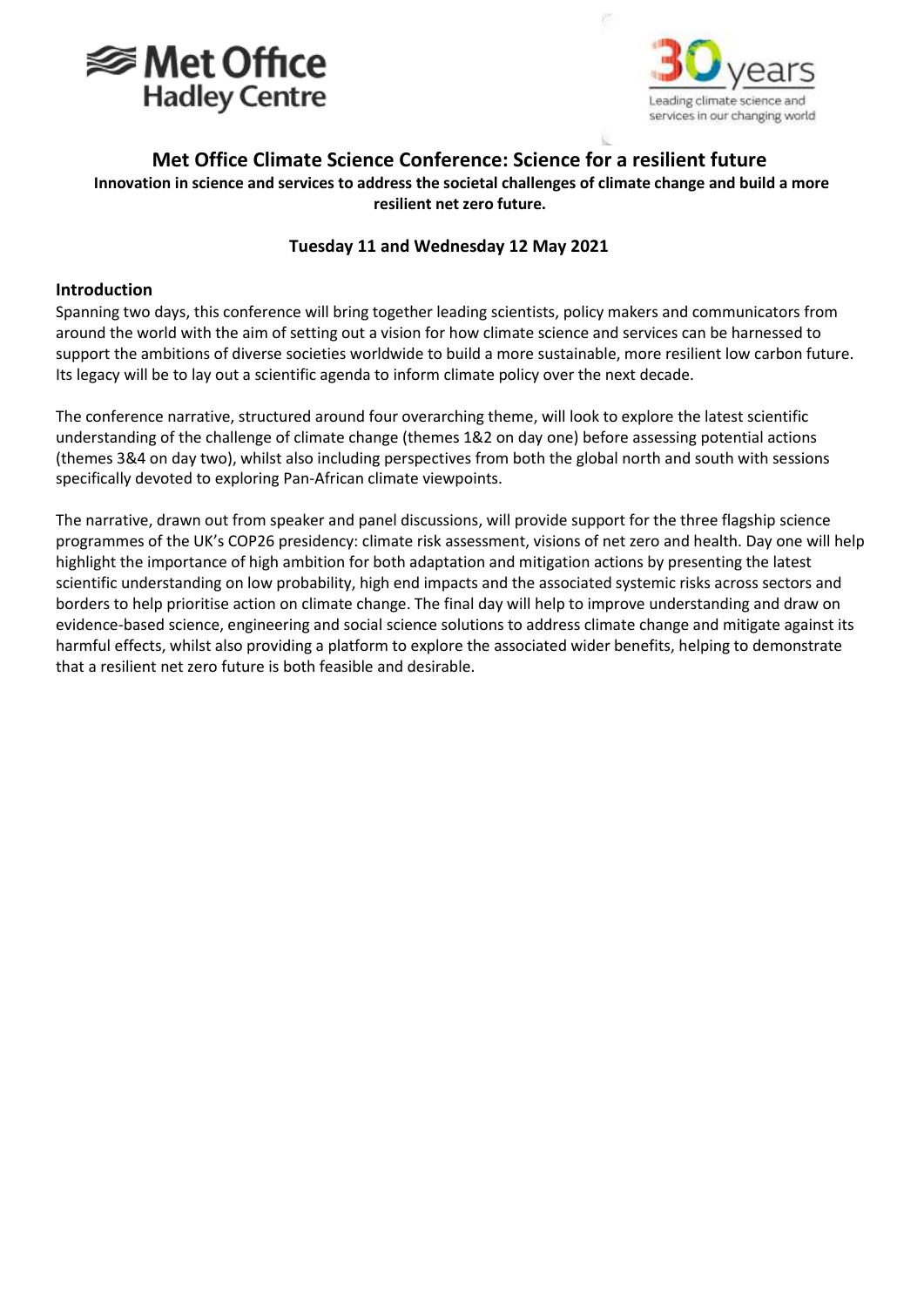# Met Office Climate Science Conference: Science for a resilient future

**Innovation in science and services to address the societal challenges of climate change and build a more resilient net zero future.**

**Tuesday 11 and Wednesday 12 May 2021**

## Introduction

Spanning two days, this conference will bring together leading scientists, policy makers and communicators from around the world with the aim of setting out a vision for how climate science and services can be harnessed to support the ambitions of diverse societies worldwide to build a more sustainable, more resilient low carbon future. Its legacy will be to lay out a scientific agenda to inform climate policy over the next decade.

The conference narrative, structured around four overarching theme, will look to explore the latest scientific understanding of the challenge of climate change (themes 1&2 on day one) before assessing potential actions (themes 3&4 on day two), whilst also including perspectives from both the global north and south with sessions specifically devoted to exploring Pan-African climate viewpoints.

The narrative, drawn out from speaker and panel discussions, will provide support for the three flagship science programmes of the UK's COP26 presidency: climate risk assessment, visions of net zero and health. Day one will help highlight the importance of high ambition for both adaptation and mitigation actions by presenting the latest scientific understanding on low probability, high end impacts and the associated systemic risks across sectors and borders to help prioritise action on climate change. The final day will help to improve understanding and draw on evidence-based science, engineering and social science solutions to address climate change and mitigate against its harmful effects, whilst also providing a platform to explore the associated wider benefits, helping to demonstrate that a resilient net zero future is both feasible and desirable.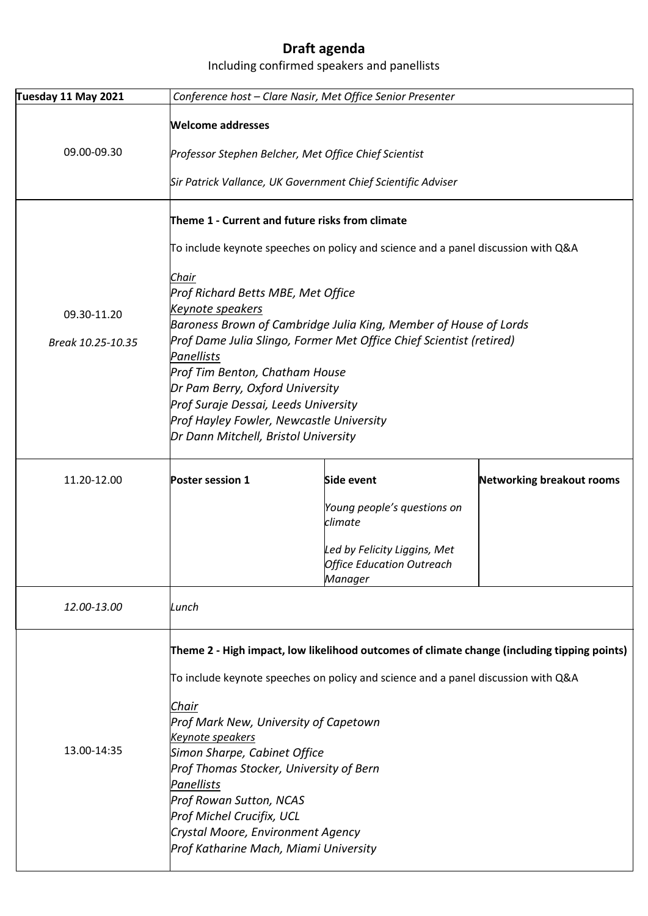# Draft agenda

Including confirmed speakers and panellists

| Tuesday 11 May 2021 | *Conference host – Clare Nasir, Met Office Senior Presenter* | | |
|---|---|---|---|
| 09.00-09.30 | **Welcome addresses**<br><br>*Professor Stephen Belcher, Met Office Chief Scientist*<br><br>*Sir Patrick Vallance, UK Government Chief Scientific Adviser* | | |
| 09.30-11.20<br><br>*Break 10.25-10.35* | **Theme 1 - Current and future risks from climate**<br><br>To include keynote speeches on policy and science and a panel discussion with Q&A<br><br>*Chair*<br>*Prof Richard Betts MBE, Met Office*<br>*Keynote speakers*<br>*Baroness Brown of Cambridge Julia King, Member of House of Lords*<br>*Prof Dame Julia Slingo, Former Met Office Chief Scientist (retired)*<br>*Panellists*<br>*Prof Tim Benton, Chatham House*<br>*Dr Pam Berry, Oxford University*<br>*Prof Suraje Dessai, Leeds University*<br>*Prof Hayley Fowler, Newcastle University*<br>*Dr Dann Mitchell, Bristol University* | | |
| 11.20-12.00 | **Poster session 1** | **Side event**<br><br>*Young people's questions on climate*<br><br>*Led by Felicity Liggins, Met Office Education Outreach Manager* | **Networking breakout rooms** |
| *12.00-13.00* | *Lunch* | | |
| 13.00-14:35 | **Theme 2 - High impact, low likelihood outcomes of climate change (including tipping points)**<br><br>To include keynote speeches on policy and science and a panel discussion with Q&A<br><br>*Chair*<br>*Prof Mark New, University of Capetown*<br>*Keynote speakers*<br>*Simon Sharpe, Cabinet Office*<br>*Prof Thomas Stocker, University of Bern*<br>*Panellists*<br>*Prof Rowan Sutton, NCAS*<br>*Prof Michel Crucifix, UCL*<br>*Crystal Moore, Environment Agency*<br>*Prof Katharine Mach, Miami University* | | |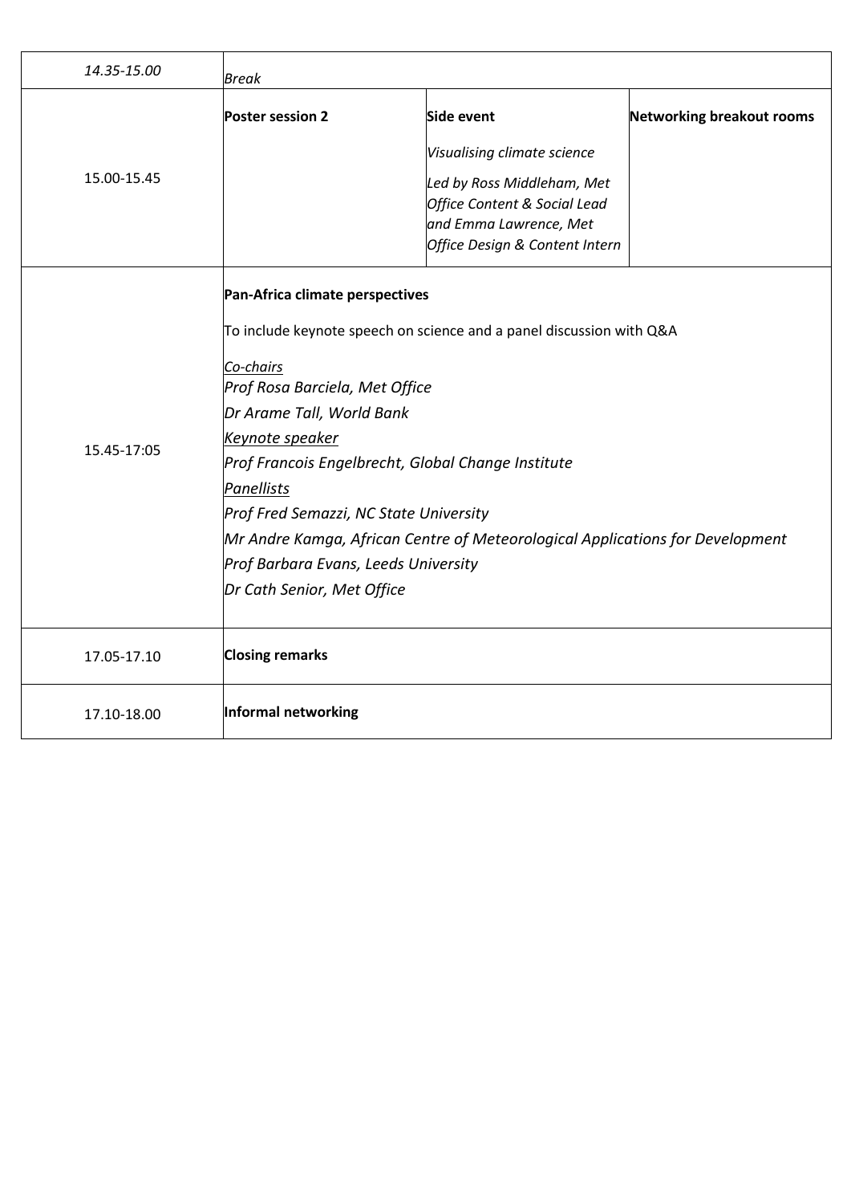| *14.35-15.00* | *Break* | | |
|---|---|---|---|
| 15.00-15.45 | **Poster session 2** | **Side event**<br>*Visualising climate science*<br>*Led by Ross Middleham, Met Office Content & Social Lead and Emma Lawrence, Met Office Design & Content Intern* | **Networking breakout rooms** |
| 15.45-17:05 | **Pan-Africa climate perspectives**<br>To include keynote speech on science and a panel discussion with Q&A<br>*Co-chairs*<br>*Prof Rosa Barciela, Met Office*<br>*Dr Arame Tall, World Bank*<br>*Keynote speaker*<br>*Prof Francois Engelbrecht, Global Change Institute*<br>*Panellists*<br>*Prof Fred Semazzi, NC State University*<br>*Mr Andre Kamga, African Centre of Meteorological Applications for Development*<br>*Prof Barbara Evans, Leeds University*<br>*Dr Cath Senior, Met Office* | | |
| 17.05-17.10 | **Closing remarks** | | |
| 17.10-18.00 | **Informal networking** | | |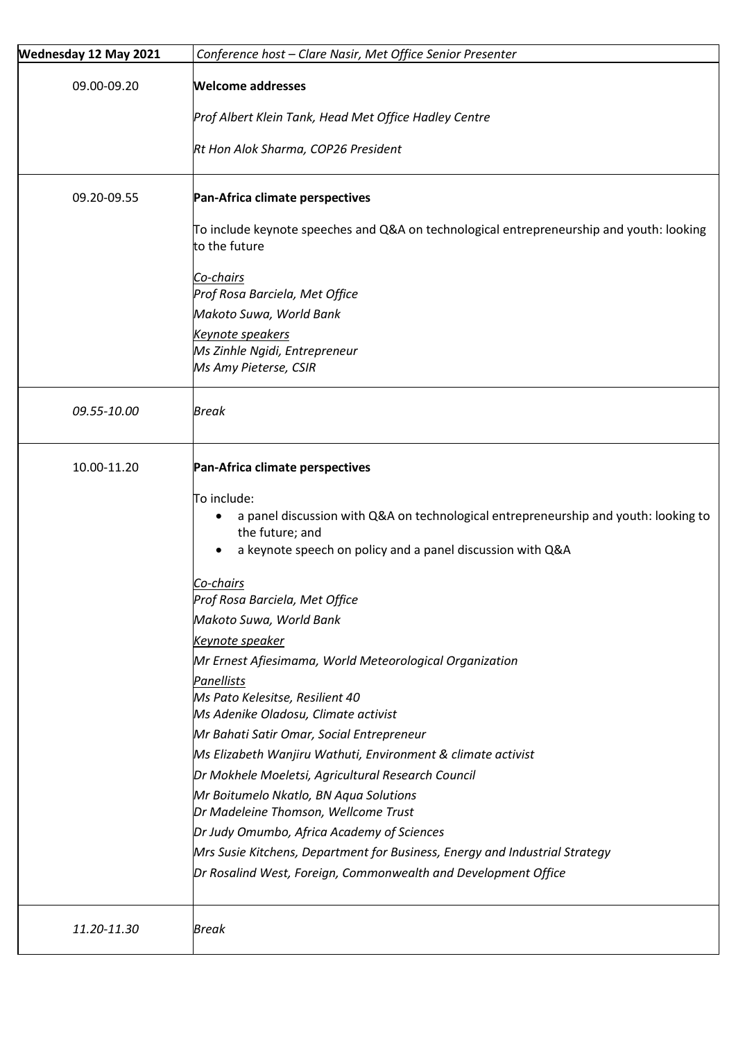| **Wednesday 12 May 2021** | *Conference host – Clare Nasir, Met Office Senior Presenter* |
|---|---|
| 09.00-09.20 | **Welcome addresses**<br><br>*Prof Albert Klein Tank, Head Met Office Hadley Centre*<br><br>*Rt Hon Alok Sharma, COP26 President* |
| 09.20-09.55 | **Pan-Africa climate perspectives**<br><br>To include keynote speeches and Q&A on technological entrepreneurship and youth: looking to the future<br><br>*Co-chairs*<br>*Prof Rosa Barciela, Met Office*<br>*Makoto Suwa, World Bank*<br>*Keynote speakers*<br>*Ms Zinhle Ngidi, Entrepreneur*<br>*Ms Amy Pieterse, CSIR* |
| *09.55-10.00* | *Break* |
| 10.00-11.20 | **Pan-Africa climate perspectives**<br><br>To include:<br>• a panel discussion with Q&A on technological entrepreneurship and youth: looking to the future; and<br>• a keynote speech on policy and a panel discussion with Q&A<br><br>*Co-chairs*<br>*Prof Rosa Barciela, Met Office*<br>*Makoto Suwa, World Bank*<br>*Keynote speaker*<br>*Mr Ernest Afiesimama, World Meteorological Organization*<br>*Panellists*<br>*Ms Pato Kelesitse, Resilient 40*<br>*Ms Adenike Oladosu, Climate activist*<br>*Mr Bahati Satir Omar, Social Entrepreneur*<br>*Ms Elizabeth Wanjiru Wathuti, Environment & climate activist*<br>*Dr Mokhele Moeletsi, Agricultural Research Council*<br>*Mr Boitumelo Nkatlo, BN Aqua Solutions*<br>*Dr Madeleine Thomson, Wellcome Trust*<br>*Dr Judy Omumbo, Africa Academy of Sciences*<br>*Mrs Susie Kitchens, Department for Business, Energy and Industrial Strategy*<br>*Dr Rosalind West, Foreign, Commonwealth and Development Office* |
| *11.20-11.30* | *Break* |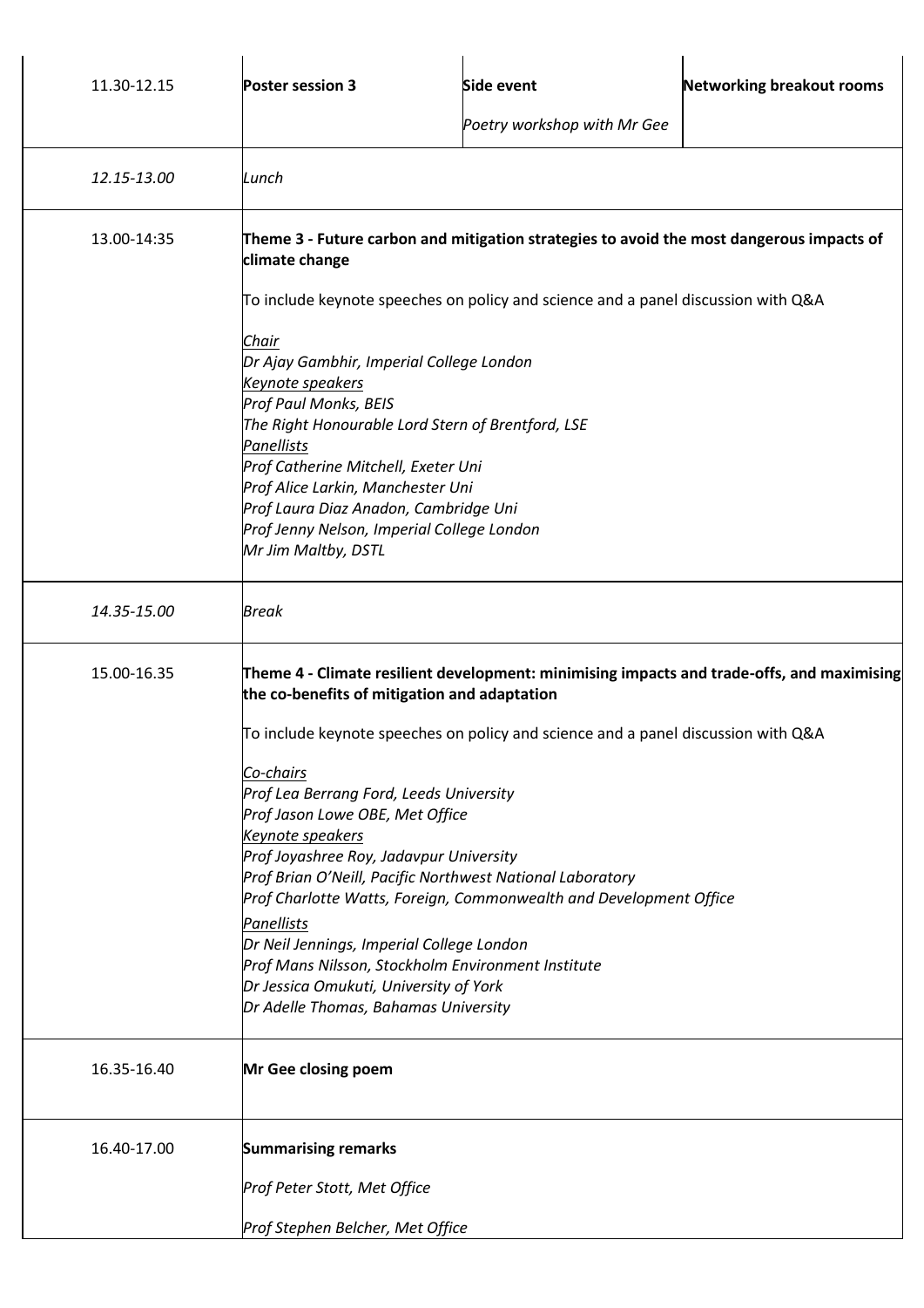| | | | |
|---|---|---|---|
| 11.30-12.15 | **Poster session 3** | **Side event**<br>*Poetry workshop with Mr Gee* | **Networking breakout rooms** |
| *12.15-13.00* | *Lunch* | | |
| 13.00-14:35 | **Theme 3 - Future carbon and mitigation strategies to avoid the most dangerous impacts of climate change**<br><br>To include keynote speeches on policy and science and a panel discussion with Q&A<br><br>*Chair*<br>*Dr Ajay Gambhir, Imperial College London*<br>*Keynote speakers*<br>*Prof Paul Monks, BEIS*<br>*The Right Honourable Lord Stern of Brentford, LSE*<br>*Panellists*<br>*Prof Catherine Mitchell, Exeter Uni*<br>*Prof Alice Larkin, Manchester Uni*<br>*Prof Laura Diaz Anadon, Cambridge Uni*<br>*Prof Jenny Nelson, Imperial College London*<br>*Mr Jim Maltby, DSTL* | | |
| *14.35-15.00* | *Break* | | |
| 15.00-16.35 | **Theme 4 - Climate resilient development: minimising impacts and trade-offs, and maximising the co-benefits of mitigation and adaptation**<br><br>To include keynote speeches on policy and science and a panel discussion with Q&A<br><br>*Co-chairs*<br>*Prof Lea Berrang Ford, Leeds University*<br>*Prof Jason Lowe OBE, Met Office*<br>*Keynote speakers*<br>*Prof Joyashree Roy, Jadavpur University*<br>*Prof Brian O'Neill, Pacific Northwest National Laboratory*<br>*Prof Charlotte Watts, Foreign, Commonwealth and Development Office*<br>*Panellists*<br>*Dr Neil Jennings, Imperial College London*<br>*Prof Mans Nilsson, Stockholm Environment Institute*<br>*Dr Jessica Omukuti, University of York*<br>*Dr Adelle Thomas, Bahamas University* | | |
| 16.35-16.40 | **Mr Gee closing poem** | | |
| 16.40-17.00 | **Summarising remarks**<br><br>*Prof Peter Stott, Met Office*<br><br>*Prof Stephen Belcher, Met Office* | | |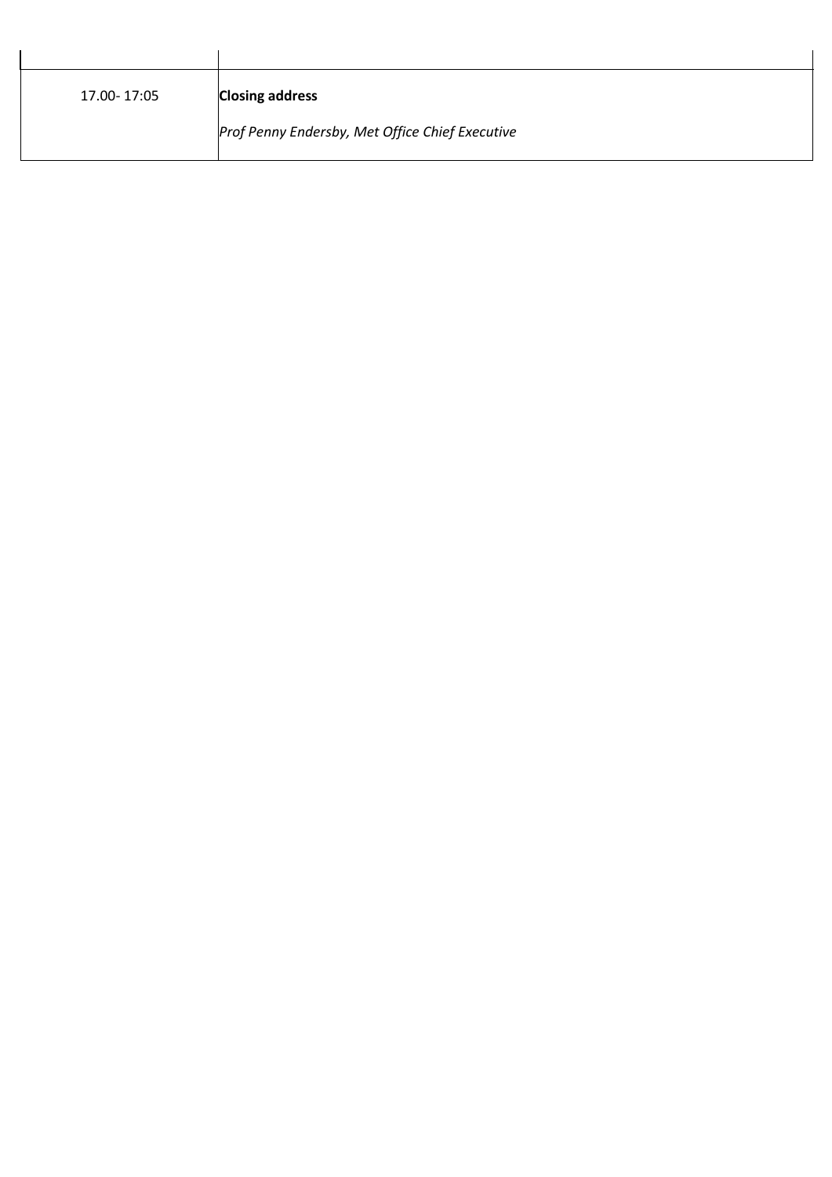| | |
|---|---|
| 17.00- 17:05 | **Closing address**<br><br>*Prof Penny Endersby, Met Office Chief Executive* |